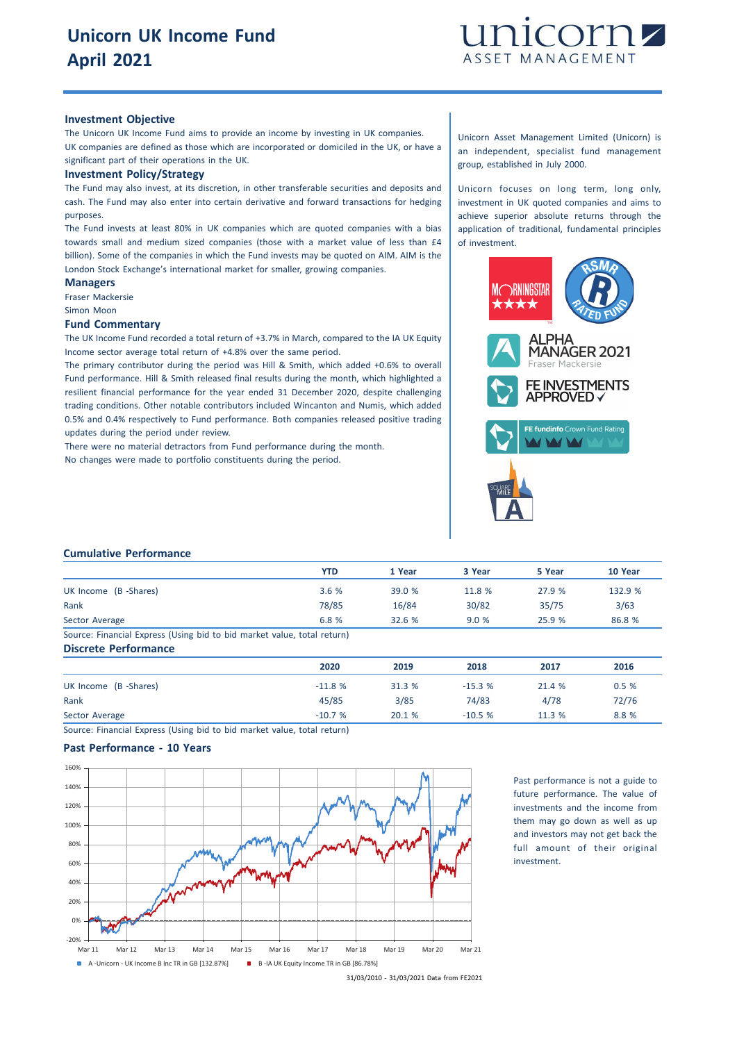# Unicorn UK Income Fund
# April 2021

unicorn ASSET MANAGEMENT

### Investment Objective

The Unicorn UK Income Fund aims to provide an income by investing in UK companies.

UK companies are defined as those which are incorporated or domiciled in the UK, or have a significant part of their operations in the UK.

### Investment Policy/Strategy

The Fund may also invest, at its discretion, in other transferable securities and deposits and cash. The Fund may also enter into certain derivative and forward transactions for hedging purposes.

The Fund invests at least 80% in UK companies which are quoted companies with a bias towards small and medium sized companies (those with a market value of less than £4 billion). Some of the companies in which the Fund invests may be quoted on AIM. AIM is the London Stock Exchange's international market for smaller, growing companies.

### Managers

Fraser Mackersie

Simon Moon

### Fund Commentary

The UK Income Fund recorded a total return of +3.7% in March, compared to the IA UK Equity Income sector average total return of +4.8% over the same period.

The primary contributor during the period was Hill & Smith, which added +0.6% to overall Fund performance. Hill & Smith released final results during the month, which highlighted a resilient financial performance for the year ended 31 December 2020, despite challenging trading conditions. Other notable contributors included Wincanton and Numis, which added 0.5% and 0.4% respectively to Fund performance. Both companies released positive trading updates during the period under review.

There were no material detractors from Fund performance during the month.

No changes were made to portfolio constituents during the period.

Unicorn Asset Management Limited (Unicorn) is an independent, specialist fund management group, established in July 2000.

Unicorn focuses on long term, long only, investment in UK quoted companies and aims to achieve superior absolute returns through the application of traditional, fundamental principles of investment.

MORNINGSTAR ★★★★ | RSMR RATED FUND | ALPHA MANAGER 2021 Fraser Mackersie | FE INVESTMENTS APPROVED | FE fundinfo Crown Fund Rating | SQUARE MILE A

### Cumulative Performance

| | YTD | 1 Year | 3 Year | 5 Year | 10 Year |
|---|---|---|---|---|---|
| UK Income (B -Shares) | 3.6 % | 39.0 % | 11.8 % | 27.9 % | 132.9 % |
| Rank | 78/85 | 16/84 | 30/82 | 35/75 | 3/63 |
| Sector Average | 6.8 % | 32.6 % | 9.0 % | 25.9 % | 86.8 % |

Source: Financial Express (Using bid to bid market value, total return)

### Discrete Performance

| | 2020 | 2019 | 2018 | 2017 | 2016 |
|---|---|---|---|---|---|
| UK Income (B -Shares) | -11.8 % | 31.3 % | -15.3 % | 21.4 % | 0.5 % |
| Rank | 45/85 | 3/85 | 74/83 | 4/78 | 72/76 |
| Sector Average | -10.7 % | 20.1 % | -10.5 % | 11.3 % | 8.8 % |

Source: Financial Express (Using bid to bid market value, total return)

### Past Performance - 10 Years

A -Unicorn - UK Income B Inc TR in GB [132.87%]  B -IA UK Equity Income TR in GB [86.78%]

31/03/2010 - 31/03/2021 Data from FE2021

Past performance is not a guide to future performance. The value of investments and the income from them may go down as well as up and investors may not get back the full amount of their original investment.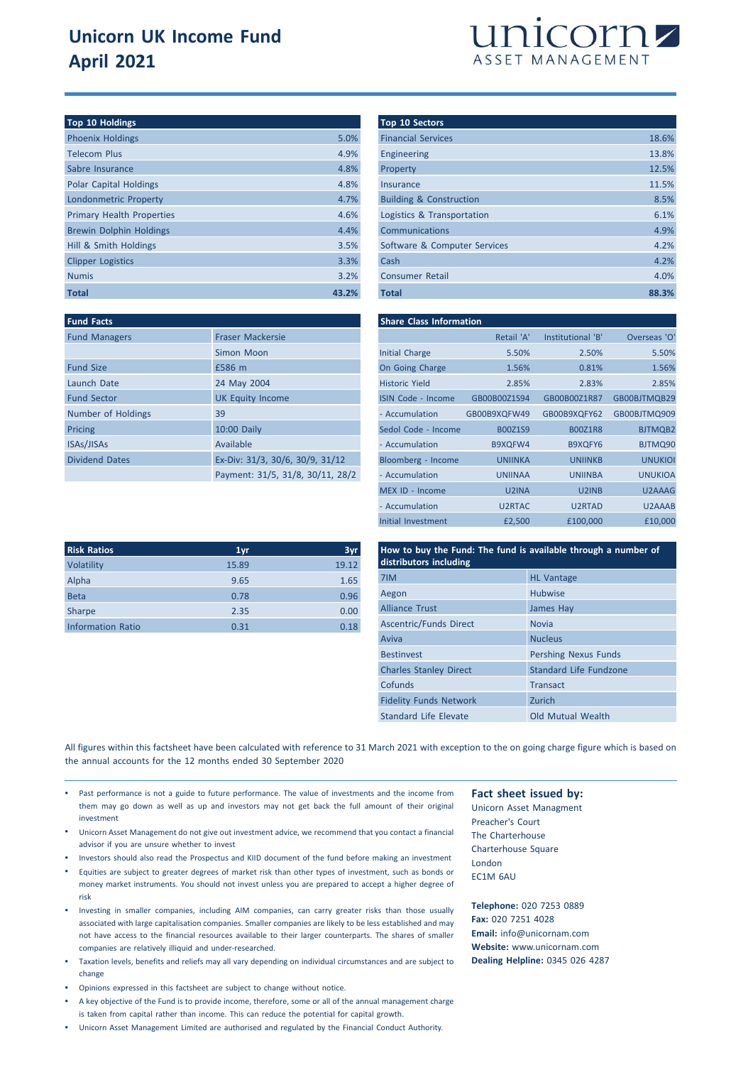# Unicorn UK Income Fund
# April 2021

unicorn ASSET MANAGEMENT

| Top 10 Holdings | |
|---|---|
| Phoenix Holdings | 5.0% |
| Telecom Plus | 4.9% |
| Sabre Insurance | 4.8% |
| Polar Capital Holdings | 4.8% |
| Londonmetric Property | 4.7% |
| Primary Health Properties | 4.6% |
| Brewin Dolphin Holdings | 4.4% |
| Hill & Smith Holdings | 3.5% |
| Clipper Logistics | 3.3% |
| Numis | 3.2% |
| **Total** | **43.2%** |

| Top 10 Sectors | |
|---|---|
| Financial Services | 18.6% |
| Engineering | 13.8% |
| Property | 12.5% |
| Insurance | 11.5% |
| Building & Construction | 8.5% |
| Logistics & Transportation | 6.1% |
| Communications | 4.9% |
| Software & Computer Services | 4.2% |
| Cash | 4.2% |
| Consumer Retail | 4.0% |
| **Total** | **88.3%** |

| Fund Facts | |
|---|---|
| Fund Managers | Fraser Mackersie |
| | Simon Moon |
| Fund Size | £586 m |
| Launch Date | 24 May 2004 |
| Fund Sector | UK Equity Income |
| Number of Holdings | 39 |
| Pricing | 10:00 Daily |
| ISAs/JISAs | Available |
| Dividend Dates | Ex-Div: 31/3, 30/6, 30/9, 31/12 |
| | Payment: 31/5, 31/8, 30/11, 28/2 |

| Share Class Information | Retail 'A' | Institutional 'B' | Overseas 'O' |
|---|---|---|---|
| Initial Charge | 5.50% | 2.50% | 5.50% |
| On Going Charge | 1.56% | 0.81% | 1.56% |
| Historic Yield | 2.85% | 2.83% | 2.85% |
| ISIN Code - Income | GB00B00Z1S94 | GB00B00Z1R87 | GB00BJTMQB29 |
| - Accumulation | GB00B9XQFW49 | GB00B9XQFY62 | GB00BJTMQ909 |
| Sedol Code - Income | B00Z1S9 | B00Z1R8 | BJTMQB2 |
| - Accumulation | B9XQFW4 | B9XQFY6 | BJTMQ90 |
| Bloomberg - Income | UNIINKA | UNIINKB | UNUKIOI |
| - Accumulation | UNIINAA | UNIINBA | UNUKIOA |
| MEX ID - Income | U2INA | U2INB | U2AAAG |
| - Accumulation | U2RTAC | U2RTAD | U2AAAB |
| Initial Investment | £2,500 | £100,000 | £10,000 |

| Risk Ratios | 1yr | 3yr |
|---|---|---|
| Volatility | 15.89 | 19.12 |
| Alpha | 9.65 | 1.65 |
| Beta | 0.78 | 0.96 |
| Sharpe | 2.35 | 0.00 |
| Information Ratio | 0.31 | 0.18 |

| How to buy the Fund: The fund is available through a number of distributors including | |
|---|---|
| 7IM | HL Vantage |
| Aegon | Hubwise |
| Alliance Trust | James Hay |
| Ascentric/Funds Direct | Novia |
| Aviva | Nucleus |
| Bestinvest | Pershing Nexus Funds |
| Charles Stanley Direct | Standard Life Fundzone |
| Cofunds | Transact |
| Fidelity Funds Network | Zurich |
| Standard Life Elevate | Old Mutual Wealth |

All figures within this factsheet have been calculated with reference to 31 March 2021 with exception to the on going charge figure which is based on the annual accounts for the 12 months ended 30 September 2020

- Past performance is not a guide to future performance. The value of investments and the income from them may go down as well as up and investors may not get back the full amount of their original investment
- Unicorn Asset Management do not give out investment advice, we recommend that you contact a financial advisor if you are unsure whether to invest
- Investors should also read the Prospectus and KIID document of the fund before making an investment
- Equities are subject to greater degrees of market risk than other types of investment, such as bonds or money market instruments. You should not invest unless you are prepared to accept a higher degree of risk
- Investing in smaller companies, including AIM companies, can carry greater risks than those usually associated with large capitalisation companies. Smaller companies are likely to be less established and may not have access to the financial resources available to their larger counterparts. The shares of smaller companies are relatively illiquid and under-researched.
- Taxation levels, benefits and reliefs may all vary depending on individual circumstances and are subject to change
- Opinions expressed in this factsheet are subject to change without notice.
- A key objective of the Fund is to provide income, therefore, some or all of the annual management charge is taken from capital rather than income. This can reduce the potential for capital growth.
- Unicorn Asset Management Limited are authorised and regulated by the Financial Conduct Authority.

**Fact sheet issued by:**
Unicorn Asset Managment
Preacher's Court
The Charterhouse
Charterhouse Square
London
EC1M 6AU

**Telephone:** 020 7253 0889
**Fax:** 020 7251 4028
**Email:** info@unicornam.com
**Website:** www.unicornam.com
**Dealing Helpline:** 0345 026 4287